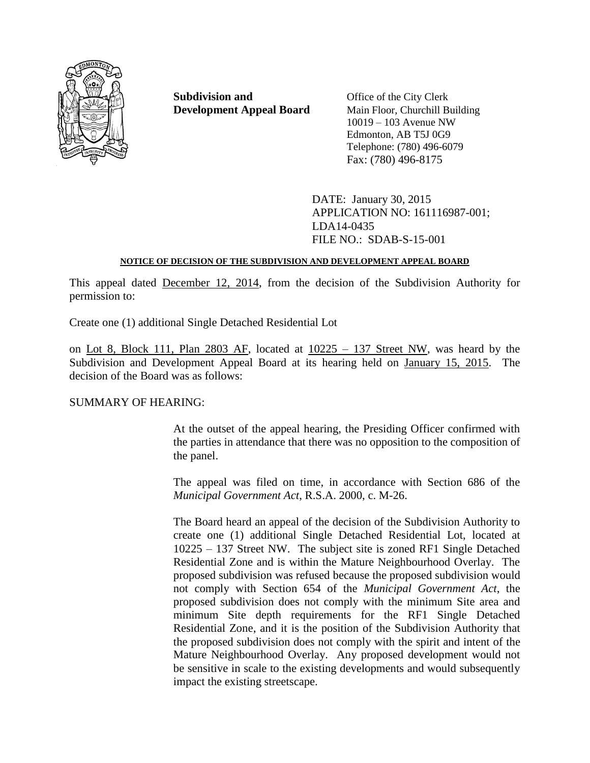**Subdivision and Development Appeal Board**

Office of the City Clerk
Main Floor, Churchill Building
10019 – 103 Avenue NW
Edmonton, AB T5J 0G9
Telephone: (780) 496-6079
Fax: (780) 496-8175

DATE: January 30, 2015
APPLICATION NO: 161116987-001; LDA14-0435
FILE NO.: SDAB-S-15-001

**NOTICE OF DECISION OF THE SUBDIVISION AND DEVELOPMENT APPEAL BOARD**

This appeal dated December 12, 2014, from the decision of the Subdivision Authority for permission to:

Create one (1) additional Single Detached Residential Lot

on Lot 8, Block 111, Plan 2803 AF, located at 10225 – 137 Street NW, was heard by the Subdivision and Development Appeal Board at its hearing held on January 15, 2015. The decision of the Board was as follows:

SUMMARY OF HEARING:

At the outset of the appeal hearing, the Presiding Officer confirmed with the parties in attendance that there was no opposition to the composition of the panel.

The appeal was filed on time, in accordance with Section 686 of the *Municipal Government Act*, R.S.A. 2000, c. M-26.

The Board heard an appeal of the decision of the Subdivision Authority to create one (1) additional Single Detached Residential Lot, located at 10225 – 137 Street NW. The subject site is zoned RF1 Single Detached Residential Zone and is within the Mature Neighbourhood Overlay. The proposed subdivision was refused because the proposed subdivision would not comply with Section 654 of the *Municipal Government Act*, the proposed subdivision does not comply with the minimum Site area and minimum Site depth requirements for the RF1 Single Detached Residential Zone, and it is the position of the Subdivision Authority that the proposed subdivision does not comply with the spirit and intent of the Mature Neighbourhood Overlay. Any proposed development would not be sensitive in scale to the existing developments and would subsequently impact the existing streetscape.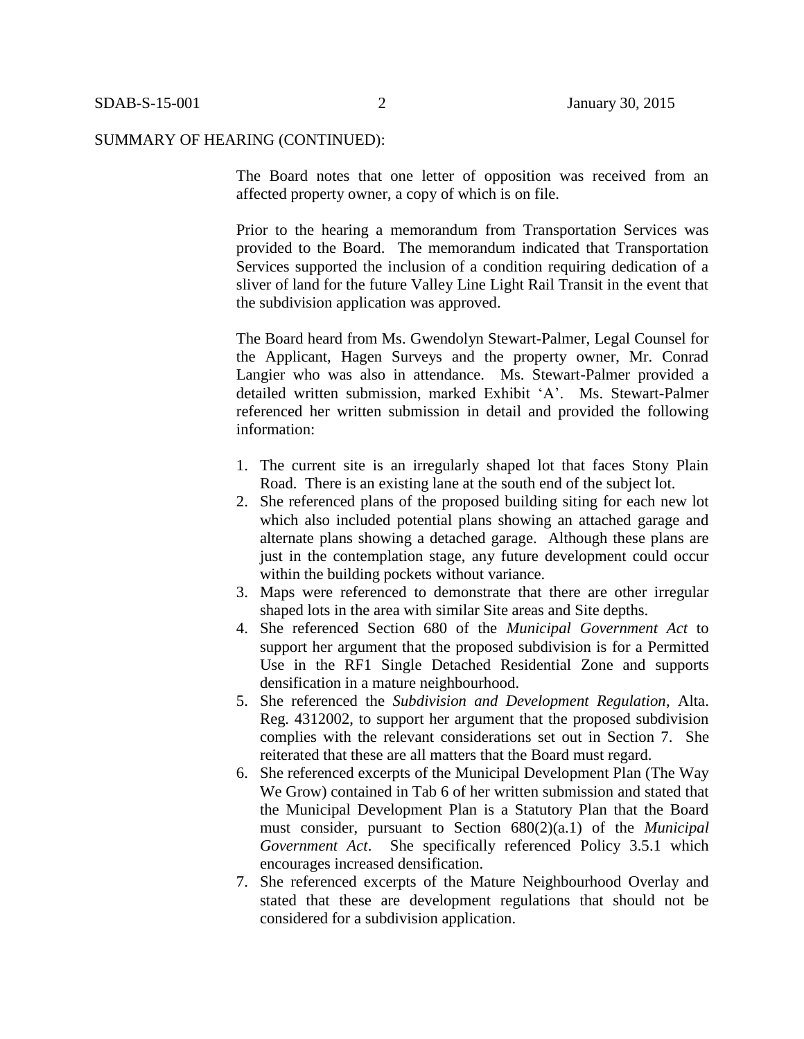SUMMARY OF HEARING (CONTINUED):

The Board notes that one letter of opposition was received from an affected property owner, a copy of which is on file.

Prior to the hearing a memorandum from Transportation Services was provided to the Board. The memorandum indicated that Transportation Services supported the inclusion of a condition requiring dedication of a sliver of land for the future Valley Line Light Rail Transit in the event that the subdivision application was approved.

The Board heard from Ms. Gwendolyn Stewart-Palmer, Legal Counsel for the Applicant, Hagen Surveys and the property owner, Mr. Conrad Langier who was also in attendance. Ms. Stewart-Palmer provided a detailed written submission, marked Exhibit 'A'. Ms. Stewart-Palmer referenced her written submission in detail and provided the following information:

1. The current site is an irregularly shaped lot that faces Stony Plain Road. There is an existing lane at the south end of the subject lot.
2. She referenced plans of the proposed building siting for each new lot which also included potential plans showing an attached garage and alternate plans showing a detached garage. Although these plans are just in the contemplation stage, any future development could occur within the building pockets without variance.
3. Maps were referenced to demonstrate that there are other irregular shaped lots in the area with similar Site areas and Site depths.
4. She referenced Section 680 of the *Municipal Government Act* to support her argument that the proposed subdivision is for a Permitted Use in the RF1 Single Detached Residential Zone and supports densification in a mature neighbourhood.
5. She referenced the *Subdivision and Development Regulation*, Alta. Reg. 4312002, to support her argument that the proposed subdivision complies with the relevant considerations set out in Section 7. She reiterated that these are all matters that the Board must regard.
6. She referenced excerpts of the Municipal Development Plan (The Way We Grow) contained in Tab 6 of her written submission and stated that the Municipal Development Plan is a Statutory Plan that the Board must consider, pursuant to Section 680(2)(a.1) of the *Municipal Government Act*. She specifically referenced Policy 3.5.1 which encourages increased densification.
7. She referenced excerpts of the Mature Neighbourhood Overlay and stated that these are development regulations that should not be considered for a subdivision application.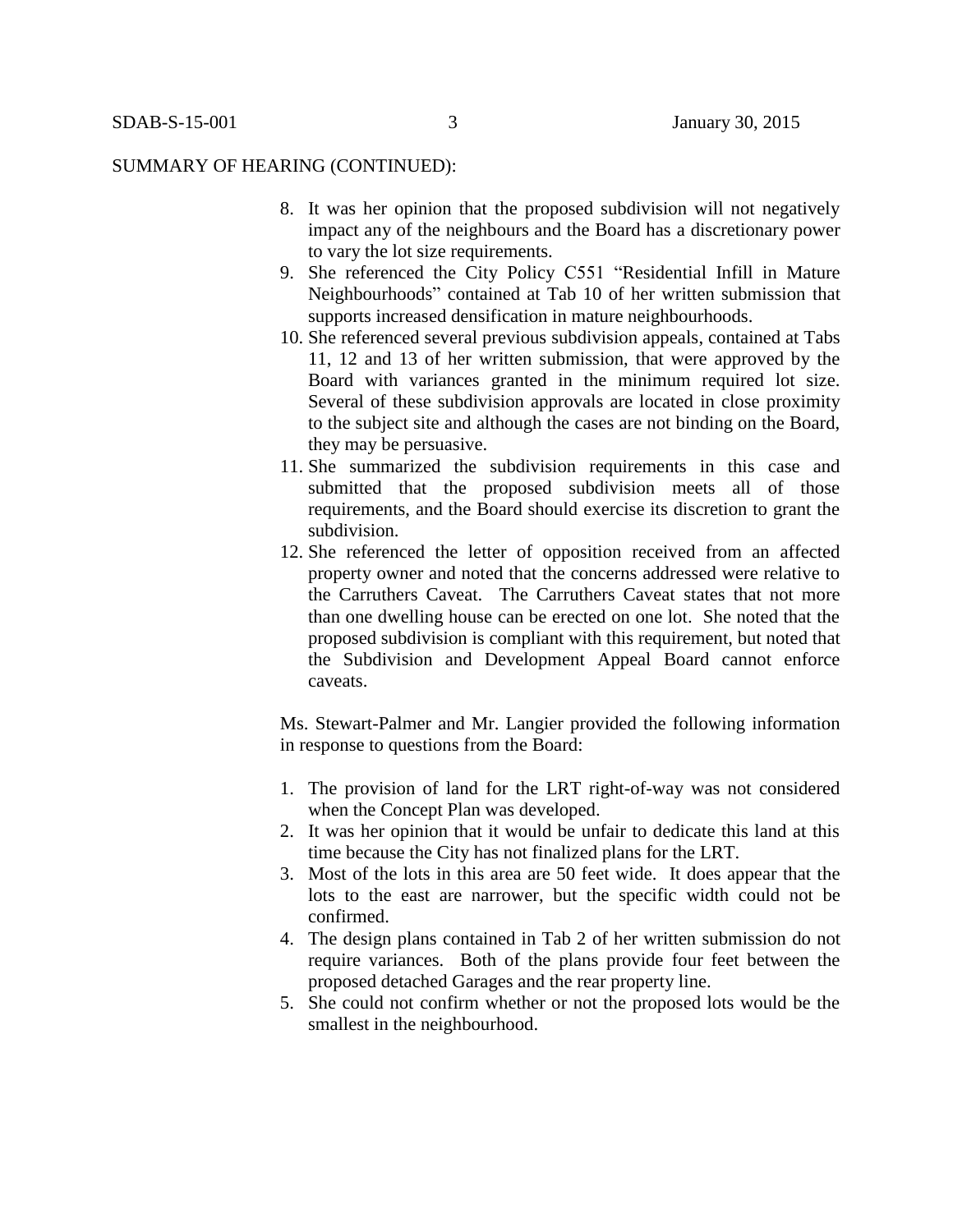SUMMARY OF HEARING (CONTINUED):

8. It was her opinion that the proposed subdivision will not negatively impact any of the neighbours and the Board has a discretionary power to vary the lot size requirements.
9. She referenced the City Policy C551 "Residential Infill in Mature Neighbourhoods" contained at Tab 10 of her written submission that supports increased densification in mature neighbourhoods.
10. She referenced several previous subdivision appeals, contained at Tabs 11, 12 and 13 of her written submission, that were approved by the Board with variances granted in the minimum required lot size. Several of these subdivision approvals are located in close proximity to the subject site and although the cases are not binding on the Board, they may be persuasive.
11. She summarized the subdivision requirements in this case and submitted that the proposed subdivision meets all of those requirements, and the Board should exercise its discretion to grant the subdivision.
12. She referenced the letter of opposition received from an affected property owner and noted that the concerns addressed were relative to the Carruthers Caveat. The Carruthers Caveat states that not more than one dwelling house can be erected on one lot. She noted that the proposed subdivision is compliant with this requirement, but noted that the Subdivision and Development Appeal Board cannot enforce caveats.

Ms. Stewart-Palmer and Mr. Langier provided the following information in response to questions from the Board:

1. The provision of land for the LRT right-of-way was not considered when the Concept Plan was developed.
2. It was her opinion that it would be unfair to dedicate this land at this time because the City has not finalized plans for the LRT.
3. Most of the lots in this area are 50 feet wide. It does appear that the lots to the east are narrower, but the specific width could not be confirmed.
4. The design plans contained in Tab 2 of her written submission do not require variances. Both of the plans provide four feet between the proposed detached Garages and the rear property line.
5. She could not confirm whether or not the proposed lots would be the smallest in the neighbourhood.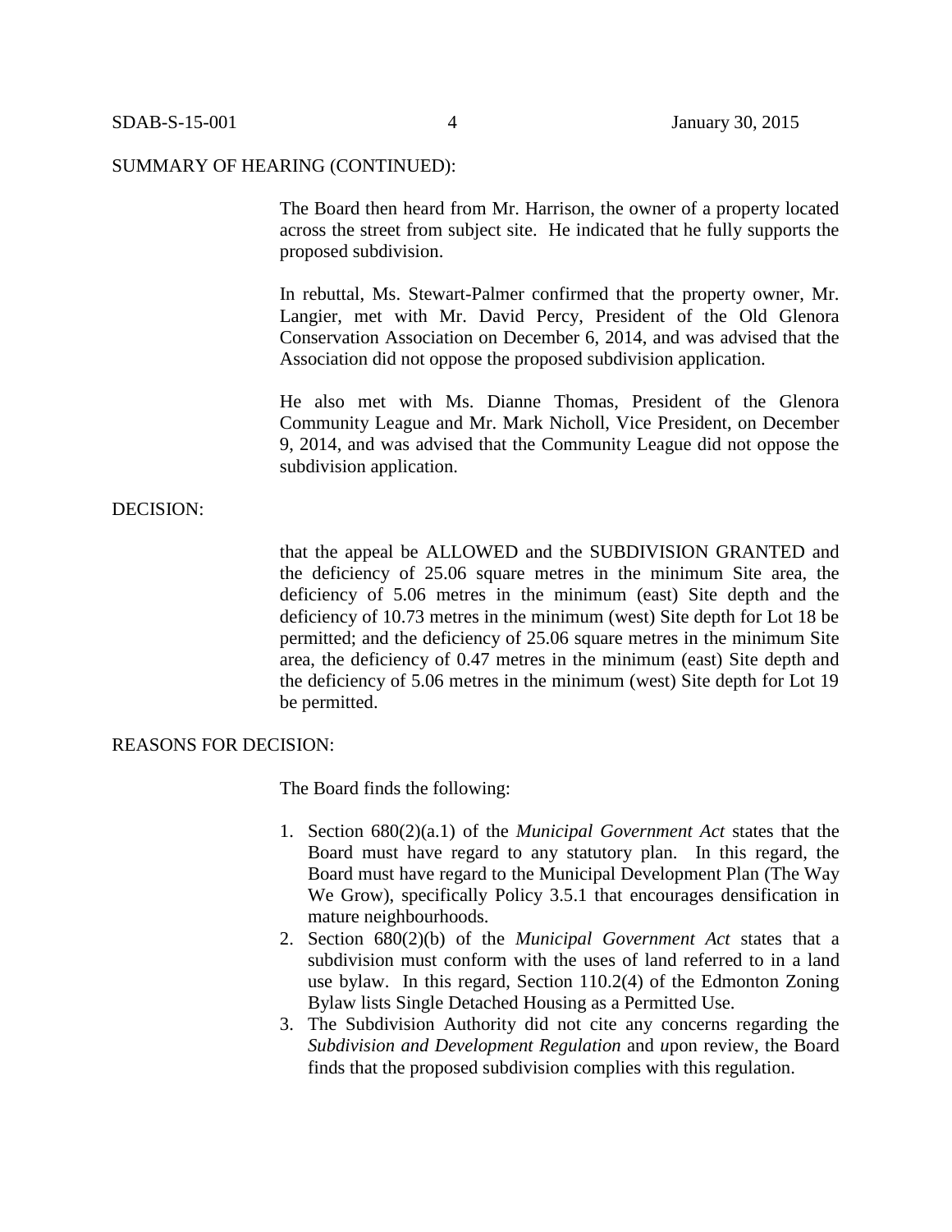SUMMARY OF HEARING (CONTINUED):

The Board then heard from Mr. Harrison, the owner of a property located across the street from subject site. He indicated that he fully supports the proposed subdivision.

In rebuttal, Ms. Stewart-Palmer confirmed that the property owner, Mr. Langier, met with Mr. David Percy, President of the Old Glenora Conservation Association on December 6, 2014, and was advised that the Association did not oppose the proposed subdivision application.

He also met with Ms. Dianne Thomas, President of the Glenora Community League and Mr. Mark Nicholl, Vice President, on December 9, 2014, and was advised that the Community League did not oppose the subdivision application.

DECISION:

that the appeal be ALLOWED and the SUBDIVISION GRANTED and the deficiency of 25.06 square metres in the minimum Site area, the deficiency of 5.06 metres in the minimum (east) Site depth and the deficiency of 10.73 metres in the minimum (west) Site depth for Lot 18 be permitted; and the deficiency of 25.06 square metres in the minimum Site area, the deficiency of 0.47 metres in the minimum (east) Site depth and the deficiency of 5.06 metres in the minimum (west) Site depth for Lot 19 be permitted.

REASONS FOR DECISION:

The Board finds the following:

1. Section 680(2)(a.1) of the *Municipal Government Act* states that the Board must have regard to any statutory plan. In this regard, the Board must have regard to the Municipal Development Plan (The Way We Grow), specifically Policy 3.5.1 that encourages densification in mature neighbourhoods.
2. Section 680(2)(b) of the *Municipal Government Act* states that a subdivision must conform with the uses of land referred to in a land use bylaw. In this regard, Section 110.2(4) of the Edmonton Zoning Bylaw lists Single Detached Housing as a Permitted Use.
3. The Subdivision Authority did not cite any concerns regarding the *Subdivision and Development Regulation* and *u*pon review, the Board finds that the proposed subdivision complies with this regulation.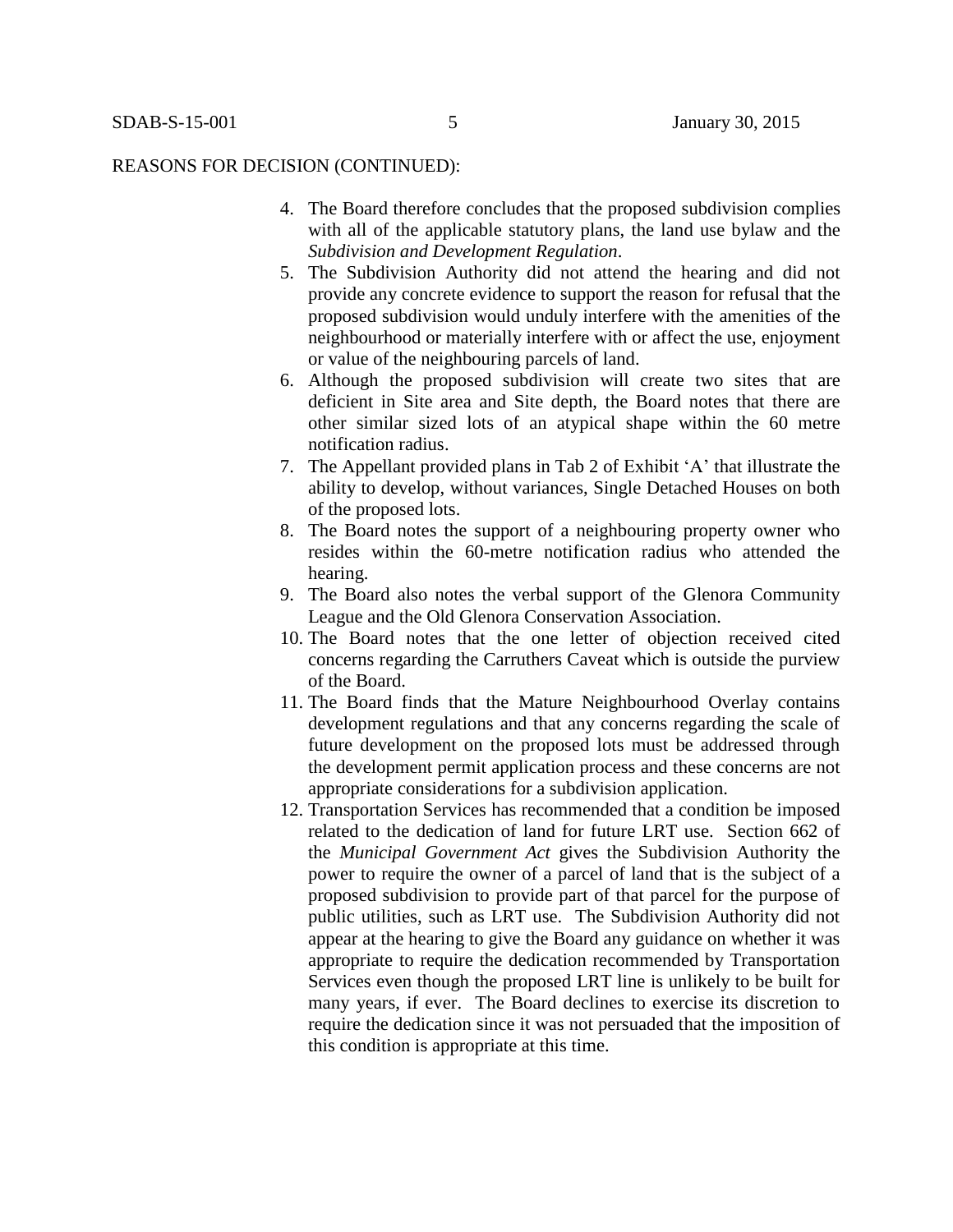REASONS FOR DECISION (CONTINUED):

4. The Board therefore concludes that the proposed subdivision complies with all of the applicable statutory plans, the land use bylaw and the *Subdivision and Development Regulation*.
5. The Subdivision Authority did not attend the hearing and did not provide any concrete evidence to support the reason for refusal that the proposed subdivision would unduly interfere with the amenities of the neighbourhood or materially interfere with or affect the use, enjoyment or value of the neighbouring parcels of land.
6. Although the proposed subdivision will create two sites that are deficient in Site area and Site depth, the Board notes that there are other similar sized lots of an atypical shape within the 60 metre notification radius.
7. The Appellant provided plans in Tab 2 of Exhibit 'A' that illustrate the ability to develop, without variances, Single Detached Houses on both of the proposed lots.
8. The Board notes the support of a neighbouring property owner who resides within the 60-metre notification radius who attended the hearing.
9. The Board also notes the verbal support of the Glenora Community League and the Old Glenora Conservation Association.
10. The Board notes that the one letter of objection received cited concerns regarding the Carruthers Caveat which is outside the purview of the Board.
11. The Board finds that the Mature Neighbourhood Overlay contains development regulations and that any concerns regarding the scale of future development on the proposed lots must be addressed through the development permit application process and these concerns are not appropriate considerations for a subdivision application.
12. Transportation Services has recommended that a condition be imposed related to the dedication of land for future LRT use. Section 662 of the *Municipal Government Act* gives the Subdivision Authority the power to require the owner of a parcel of land that is the subject of a proposed subdivision to provide part of that parcel for the purpose of public utilities, such as LRT use. The Subdivision Authority did not appear at the hearing to give the Board any guidance on whether it was appropriate to require the dedication recommended by Transportation Services even though the proposed LRT line is unlikely to be built for many years, if ever. The Board declines to exercise its discretion to require the dedication since it was not persuaded that the imposition of this condition is appropriate at this time.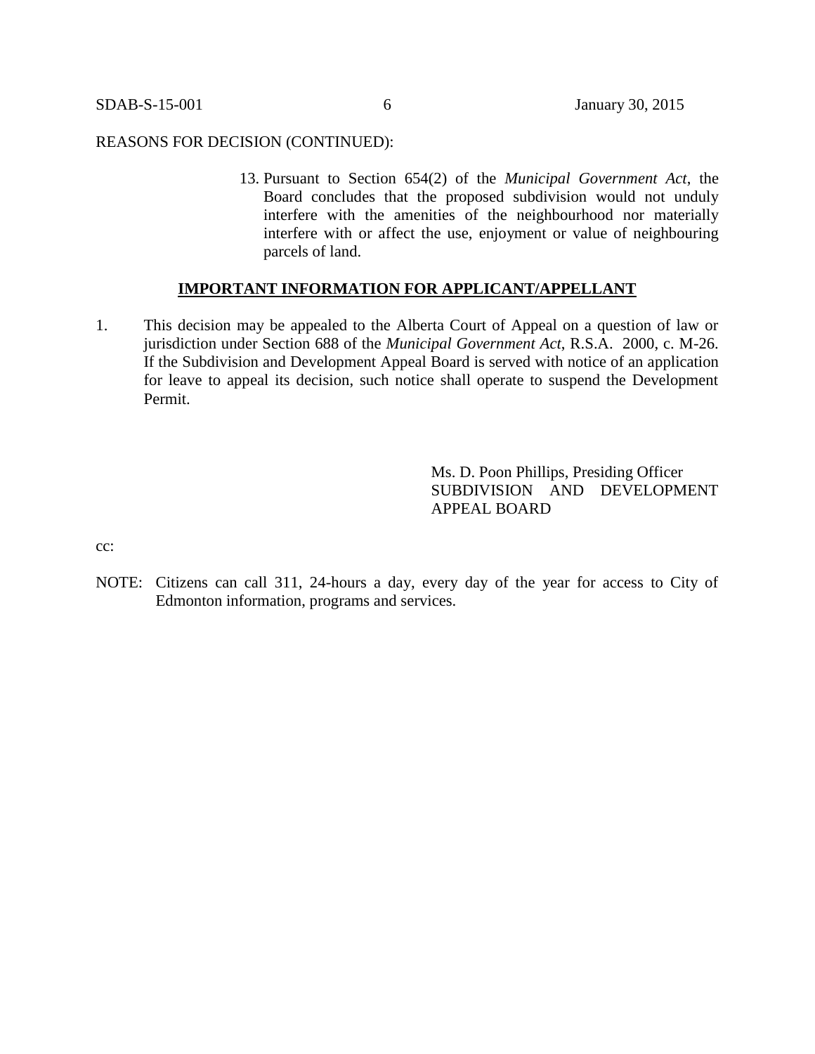REASONS FOR DECISION (CONTINUED):

13. Pursuant to Section 654(2) of the *Municipal Government Act*, the Board concludes that the proposed subdivision would not unduly interfere with the amenities of the neighbourhood nor materially interfere with or affect the use, enjoyment or value of neighbouring parcels of land.

**IMPORTANT INFORMATION FOR APPLICANT/APPELLANT**

1. This decision may be appealed to the Alberta Court of Appeal on a question of law or jurisdiction under Section 688 of the *Municipal Government Act*, R.S.A. 2000, c. M-26. If the Subdivision and Development Appeal Board is served with notice of an application for leave to appeal its decision, such notice shall operate to suspend the Development Permit.

Ms. D. Poon Phillips, Presiding Officer
SUBDIVISION AND DEVELOPMENT APPEAL BOARD

cc:

NOTE: Citizens can call 311, 24-hours a day, every day of the year for access to City of Edmonton information, programs and services.